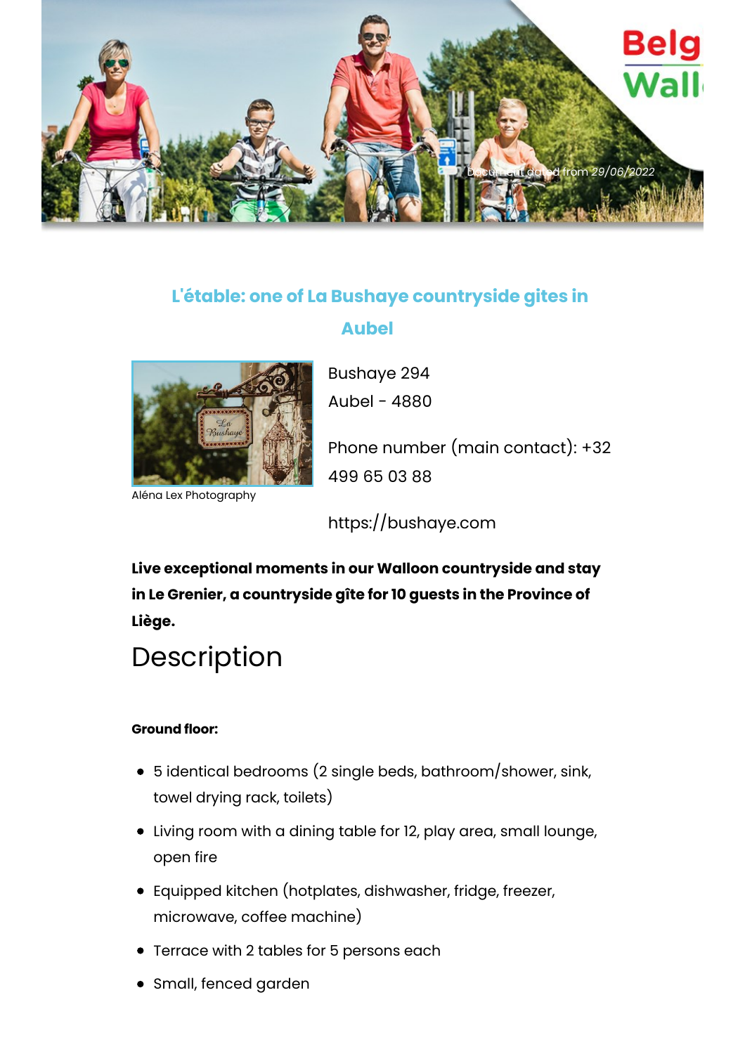Document dated from 29/06/2022

## L'étable: one of La Bushaye countryside gites in Aubel

Aléna Lex Photography

Bushaye 294

Aubel - 4880

Phone number (main contact): +32 499 65 03 88

https://bushaye.com

**Live exceptional moments in our Walloon countryside and stay in Le Grenier, a countryside gîte for 10 guests in the Province of Liège.**

# Description

**Ground floor:**

- 5 identical bedrooms (2 single beds, bathroom/shower, sink, towel drying rack, toilets)
- Living room with a dining table for 12, play area, small lounge, open fire
- Equipped kitchen (hotplates, dishwasher, fridge, freezer, microwave, coffee machine)
- Terrace with 2 tables for 5 persons each
- Small, fenced garden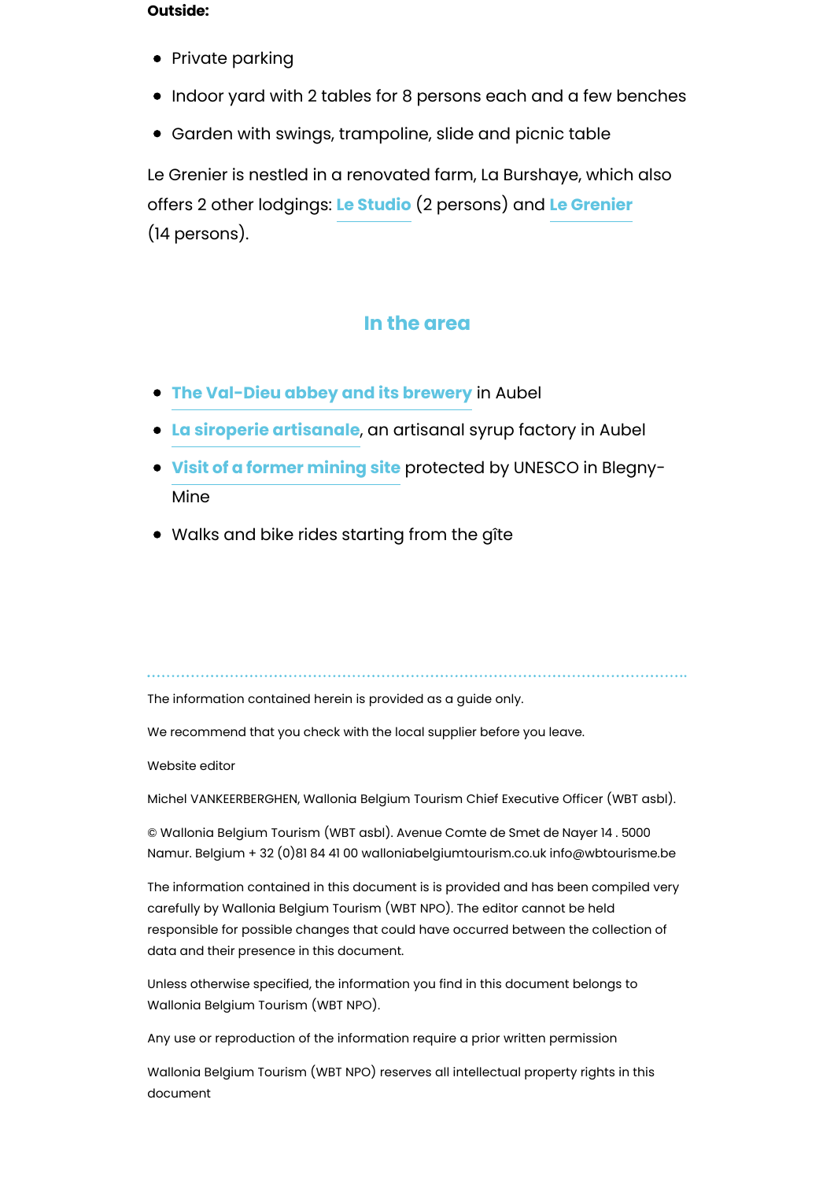**Outside:**

- Private parking
- Indoor yard with 2 tables for 8 persons each and a few benches
- Garden with swings, trampoline, slide and picnic table

Le Grenier is nestled in a renovated farm, La Burshaye, which also offers 2 other lodgings: **Le Studio** (2 persons) and **Le Grenier** (14 persons).

## In the area

- **The Val-Dieu abbey and its brewery** in Aubel
- **La siroperie artisanale**, an artisanal syrup factory in Aubel
- **Visit of a former mining site** protected by UNESCO in Blegny-Mine
- Walks and bike rides starting from the gîte

---

The information contained herein is provided as a guide only.

We recommend that you check with the local supplier before you leave.

Website editor

Michel VANKEERBERGHEN, Wallonia Belgium Tourism Chief Executive Officer (WBT asbl).

© Wallonia Belgium Tourism (WBT asbl). Avenue Comte de Smet de Nayer 14 . 5000 Namur. Belgium + 32 (0)81 84 41 00 walloniabelgiumtourism.co.uk info@wbtourisme.be

The information contained in this document is is provided and has been compiled very carefully by Wallonia Belgium Tourism (WBT NPO). The editor cannot be held responsible for possible changes that could have occurred between the collection of data and their presence in this document.

Unless otherwise specified, the information you find in this document belongs to Wallonia Belgium Tourism (WBT NPO).

Any use or reproduction of the information require a prior written permission

Wallonia Belgium Tourism (WBT NPO) reserves all intellectual property rights in this document